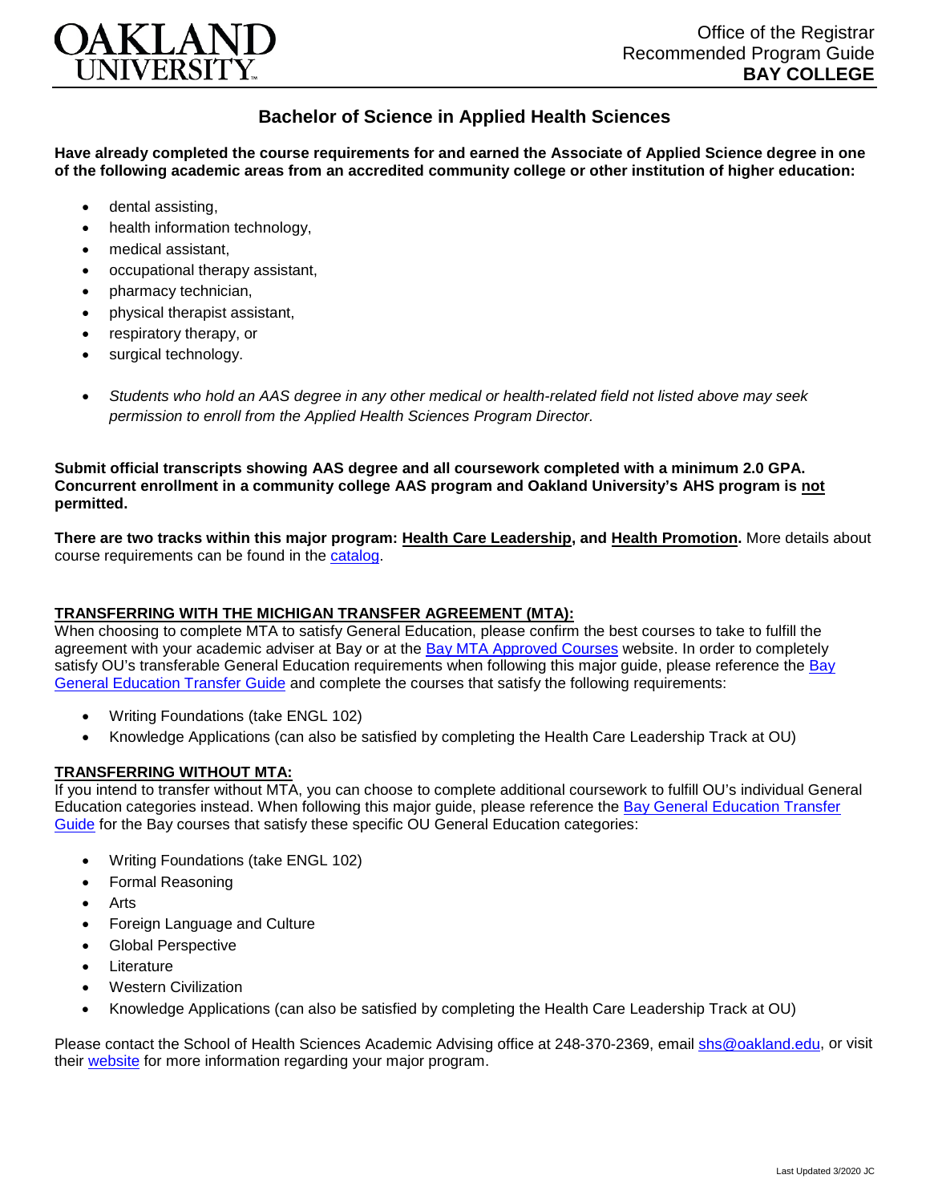OAKLAND UNIVERSITY

Office of the Registrar
Recommended Program Guide
**BAY COLLEGE**

# Bachelor of Science in Applied Health Sciences

**Have already completed the course requirements for and earned the Associate of Applied Science degree in one of the following academic areas from an accredited community college or other institution of higher education:**

- dental assisting,
- health information technology,
- medical assistant,
- occupational therapy assistant,
- pharmacy technician,
- physical therapist assistant,
- respiratory therapy, or
- surgical technology.

- *Students who hold an AAS degree in any other medical or health-related field not listed above may seek permission to enroll from the Applied Health Sciences Program Director.*

**Submit official transcripts showing AAS degree and all coursework completed with a minimum 2.0 GPA. Concurrent enrollment in a community college AAS program and Oakland University's AHS program is not permitted.**

**There are two tracks within this major program: Health Care Leadership, and Health Promotion.** More details about course requirements can be found in the catalog.

## TRANSFERRING WITH THE MICHIGAN TRANSFER AGREEMENT (MTA):

When choosing to complete MTA to satisfy General Education, please confirm the best courses to take to fulfill the agreement with your academic adviser at Bay or at the Bay MTA Approved Courses website. In order to completely satisfy OU's transferable General Education requirements when following this major guide, please reference the Bay General Education Transfer Guide and complete the courses that satisfy the following requirements:

- Writing Foundations (take ENGL 102)
- Knowledge Applications (can also be satisfied by completing the Health Care Leadership Track at OU)

## TRANSFERRING WITHOUT MTA:

If you intend to transfer without MTA, you can choose to complete additional coursework to fulfill OU's individual General Education categories instead. When following this major guide, please reference the Bay General Education Transfer Guide for the Bay courses that satisfy these specific OU General Education categories:

- Writing Foundations (take ENGL 102)
- Formal Reasoning
- Arts
- Foreign Language and Culture
- Global Perspective
- Literature
- Western Civilization
- Knowledge Applications (can also be satisfied by completing the Health Care Leadership Track at OU)

Please contact the School of Health Sciences Academic Advising office at 248-370-2369, email shs@oakland.edu, or visit their website for more information regarding your major program.

Last Updated 3/2020 JC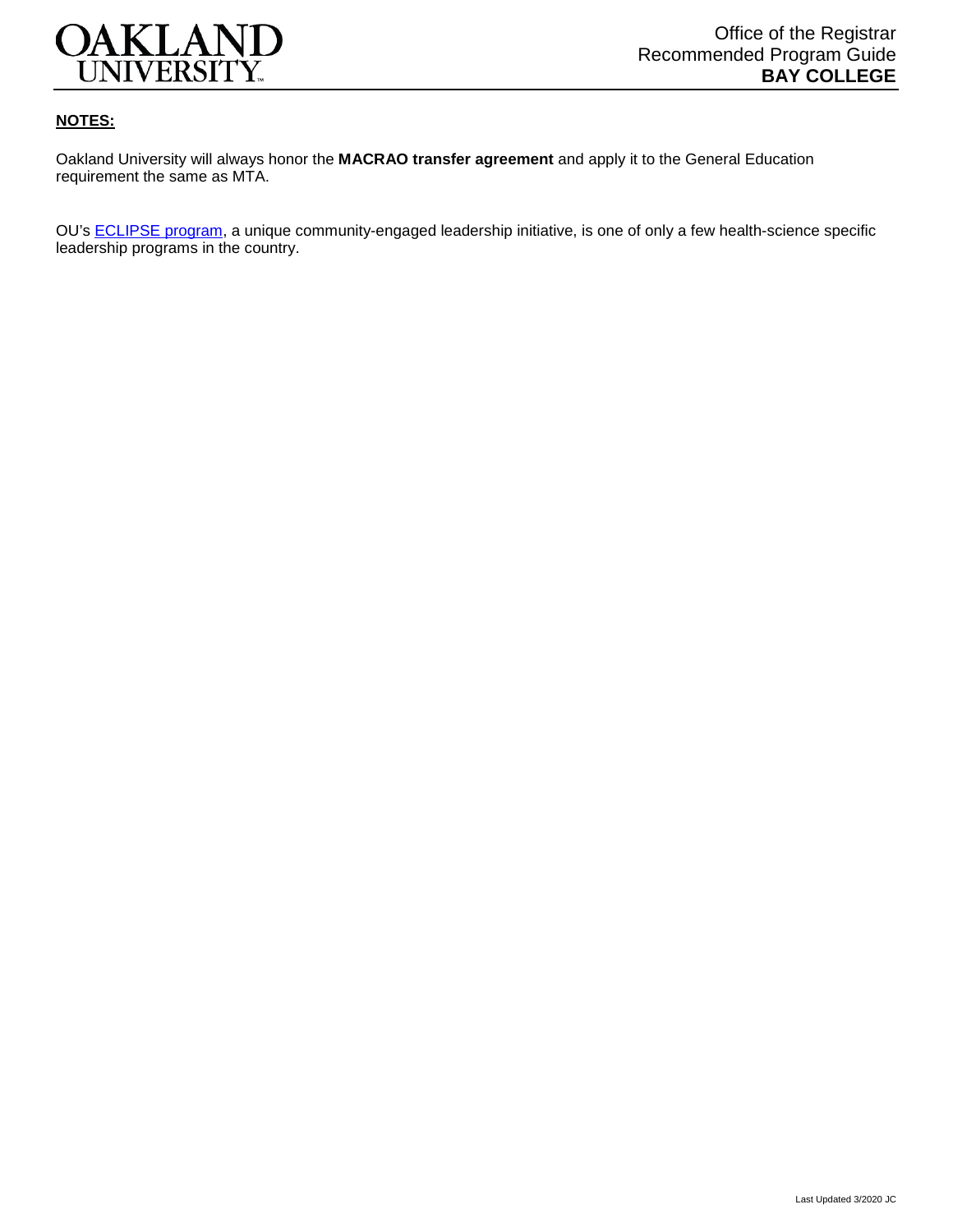**NOTES:**

Oakland University will always honor the **MACRAO transfer agreement** and apply it to the General Education requirement the same as MTA.

OU's ECLIPSE program, a unique community-engaged leadership initiative, is one of only a few health-science specific leadership programs in the country.